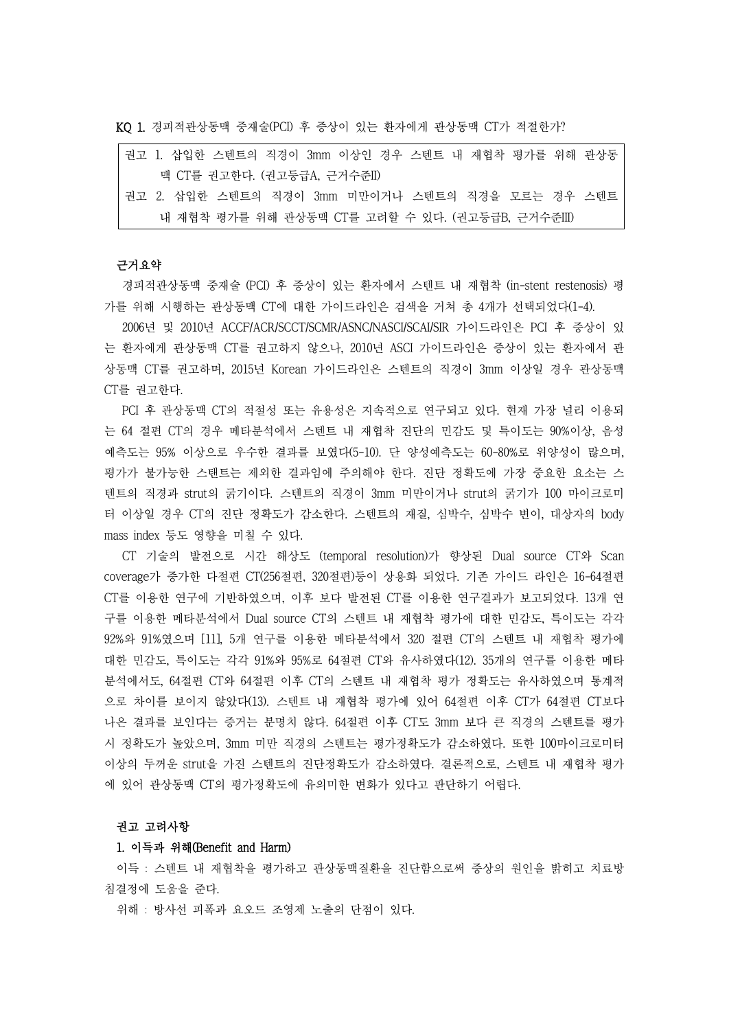KQ 1. 경피적관상동맥 중재술(PCI) 후 증상이 있는 환자에게 관상동맥 CT가 적절한가?

> 권고 1. 삽입한 스텐트의 직경이 3mm 이상인 경우 스텐트 내 재협착 평가를 위해 관상동맥 CT를 권고한다. (권고등급A, 근거수준II)
>
> 권고 2. 삽입한 스텐트의 직경이 3mm 미만이거나 스텐트의 직경을 모르는 경우 스텐트 내 재협착 평가를 위해 관상동맥 CT를 고려할 수 있다. (권고등급B, 근거수준III)

**근거요약**

경피적관상동맥 중재술 (PCI) 후 증상이 있는 환자에서 스텐트 내 재협착 (in-stent restenosis) 평가를 위해 시행하는 관상동맥 CT에 대한 가이드라인은 검색을 거쳐 총 4개가 선택되었다(1-4).

2006년 및 2010년 ACCF/ACR/SCCT/SCMR/ASNC/NASCI/SCAI/SIR 가이드라인은 PCI 후 증상이 있는 환자에게 관상동맥 CT를 권고하지 않으나, 2010년 ASCI 가이드라인은 증상이 있는 환자에서 관상동맥 CT를 권고하며, 2015년 Korean 가이드라인은 스텐트의 직경이 3mm 이상일 경우 관상동맥 CT를 권고한다.

PCI 후 관상동맥 CT의 적절성 또는 유용성은 지속적으로 연구되고 있다. 현재 가장 널리 이용되는 64 절편 CT의 경우 메타분석에서 스텐트 내 재협착 진단의 민감도 및 특이도는 90%이상, 음성예측도는 95% 이상으로 우수한 결과를 보였다(5-10). 단 양성예측도는 60-80%로 위양성이 많으며, 평가가 불가능한 스탠트는 제외한 결과임에 주의해야 한다. 진단 정확도에 가장 중요한 요소는 스텐트의 직경과 strut의 굵기이다. 스텐트의 직경이 3mm 미만이거나 strut의 굵기가 100 마이크로미터 이상일 경우 CT의 진단 정확도가 감소한다. 스텐트의 재질, 심박수, 심박수 변이, 대상자의 body mass index 등도 영향을 미칠 수 있다.

CT 기술의 발전으로 시간 해상도 (temporal resolution)가 향상된 Dual source CT와 Scan coverage가 증가한 다절편 CT(256절편, 320절편)등이 상용화 되었다. 기존 가이드 라인은 16-64절편 CT를 이용한 연구에 기반하였으며, 이후 보다 발전된 CT를 이용한 연구결과가 보고되었다. 13개 연구를 이용한 메타분석에서 Dual source CT의 스텐트 내 재협착 평가에 대한 민감도, 특이도는 각각 92%와 91%였으며 [11], 5개 연구를 이용한 메타분석에서 320 절편 CT의 스텐트 내 재협착 평가에 대한 민감도, 특이도는 각각 91%와 95%로 64절편 CT와 유사하였다(12). 35개의 연구를 이용한 메타분석에서도, 64절편 CT와 64절편 이후 CT의 스텐트 내 재협착 평가 정확도는 유사하였으며 통계적으로 차이를 보이지 않았다(13). 스텐트 내 재협착 평가에 있어 64절편 이후 CT가 64절편 CT보다 나은 결과를 보인다는 증거는 분명치 않다. 64절편 이후 CT도 3mm 보다 큰 직경의 스텐트를 평가 시 정확도가 높았으며, 3mm 미만 직경의 스텐트는 평가정확도가 감소하였다. 또한 100마이크로미터 이상의 두꺼운 strut을 가진 스텐트의 진단정확도가 감소하였다. 결론적으로, 스텐트 내 재협착 평가에 있어 관상동맥 CT의 평가정확도에 유의미한 변화가 있다고 판단하기 어렵다.

**권고 고려사항**

**1. 이득과 위해(Benefit and Harm)**

이득 : 스텐트 내 재협착을 평가하고 관상동맥질환을 진단함으로써 증상의 원인을 밝히고 치료방침결정에 도움을 준다.

위해 : 방사선 피폭과 요오드 조영제 노출의 단점이 있다.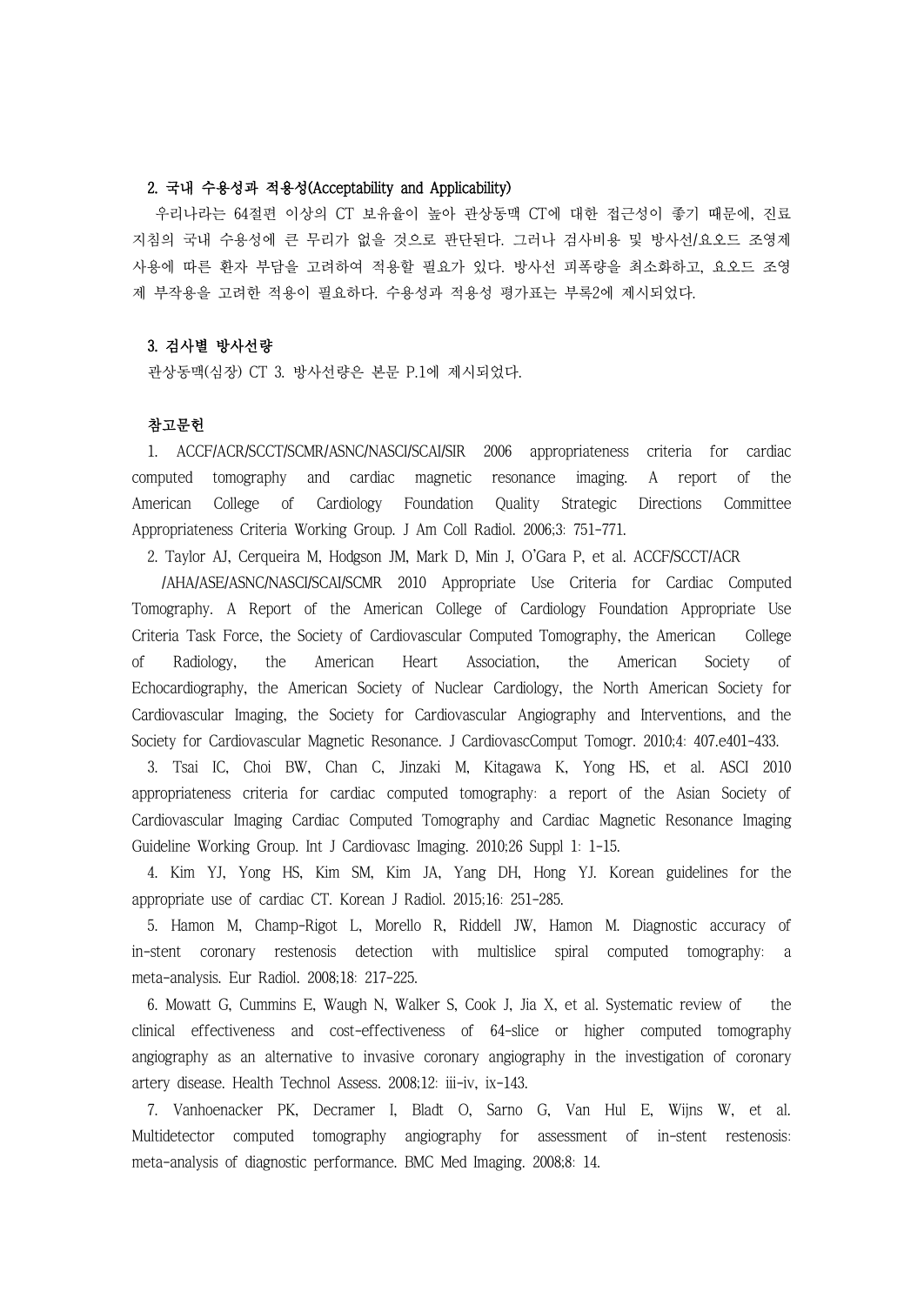### 2. 국내 수용성과 적용성(Acceptability and Applicability)

우리나라는 64절편 이상의 CT 보유율이 높아 관상동맥 CT에 대한 접근성이 좋기 때문에, 진료 지침의 국내 수용성에 큰 무리가 없을 것으로 판단된다. 그러나 검사비용 및 방사선/요오드 조영제 사용에 따른 환자 부담을 고려하여 적용할 필요가 있다. 방사선 피폭량을 최소화하고, 요오드 조영제 부작용을 고려한 적용이 필요하다. 수용성과 적용성 평가표는 부록2에 제시되었다.

### 3. 검사별 방사선량

관상동맥(심장) CT 3. 방사선량은 본문 P.1에 제시되었다.

### 참고문헌

1. ACCF/ACR/SCCT/SCMR/ASNC/NASCI/SCAI/SIR 2006 appropriateness criteria for cardiac computed tomography and cardiac magnetic resonance imaging. A report of the American College of Cardiology Foundation Quality Strategic Directions Committee Appropriateness Criteria Working Group. J Am Coll Radiol. 2006;3: 751-771.
2. Taylor AJ, Cerqueira M, Hodgson JM, Mark D, Min J, O'Gara P, et al. ACCF/SCCT/ACR /AHA/ASE/ASNC/NASCI/SCAI/SCMR 2010 Appropriate Use Criteria for Cardiac Computed Tomography. A Report of the American College of Cardiology Foundation Appropriate Use Criteria Task Force, the Society of Cardiovascular Computed Tomography, the American College of Radiology, the American Heart Association, the American Society of Echocardiography, the American Society of Nuclear Cardiology, the North American Society for Cardiovascular Imaging, the Society for Cardiovascular Angiography and Interventions, and the Society for Cardiovascular Magnetic Resonance. J CardiovascComput Tomogr. 2010;4: 407.e401-433.
3. Tsai IC, Choi BW, Chan C, Jinzaki M, Kitagawa K, Yong HS, et al. ASCI 2010 appropriateness criteria for cardiac computed tomography: a report of the Asian Society of Cardiovascular Imaging Cardiac Computed Tomography and Cardiac Magnetic Resonance Imaging Guideline Working Group. Int J Cardiovasc Imaging. 2010;26 Suppl 1: 1-15.
4. Kim YJ, Yong HS, Kim SM, Kim JA, Yang DH, Hong YJ. Korean guidelines for the appropriate use of cardiac CT. Korean J Radiol. 2015;16: 251-285.
5. Hamon M, Champ-Rigot L, Morello R, Riddell JW, Hamon M. Diagnostic accuracy of in-stent coronary restenosis detection with multislice spiral computed tomography: a meta-analysis. Eur Radiol. 2008;18: 217-225.
6. Mowatt G, Cummins E, Waugh N, Walker S, Cook J, Jia X, et al. Systematic review of the clinical effectiveness and cost-effectiveness of 64-slice or higher computed tomography angiography as an alternative to invasive coronary angiography in the investigation of coronary artery disease. Health Technol Assess. 2008;12: iii-iv, ix-143.
7. Vanhoenacker PK, Decramer I, Bladt O, Sarno G, Van Hul E, Wijns W, et al. Multidetector computed tomography angiography for assessment of in-stent restenosis: meta-analysis of diagnostic performance. BMC Med Imaging. 2008;8: 14.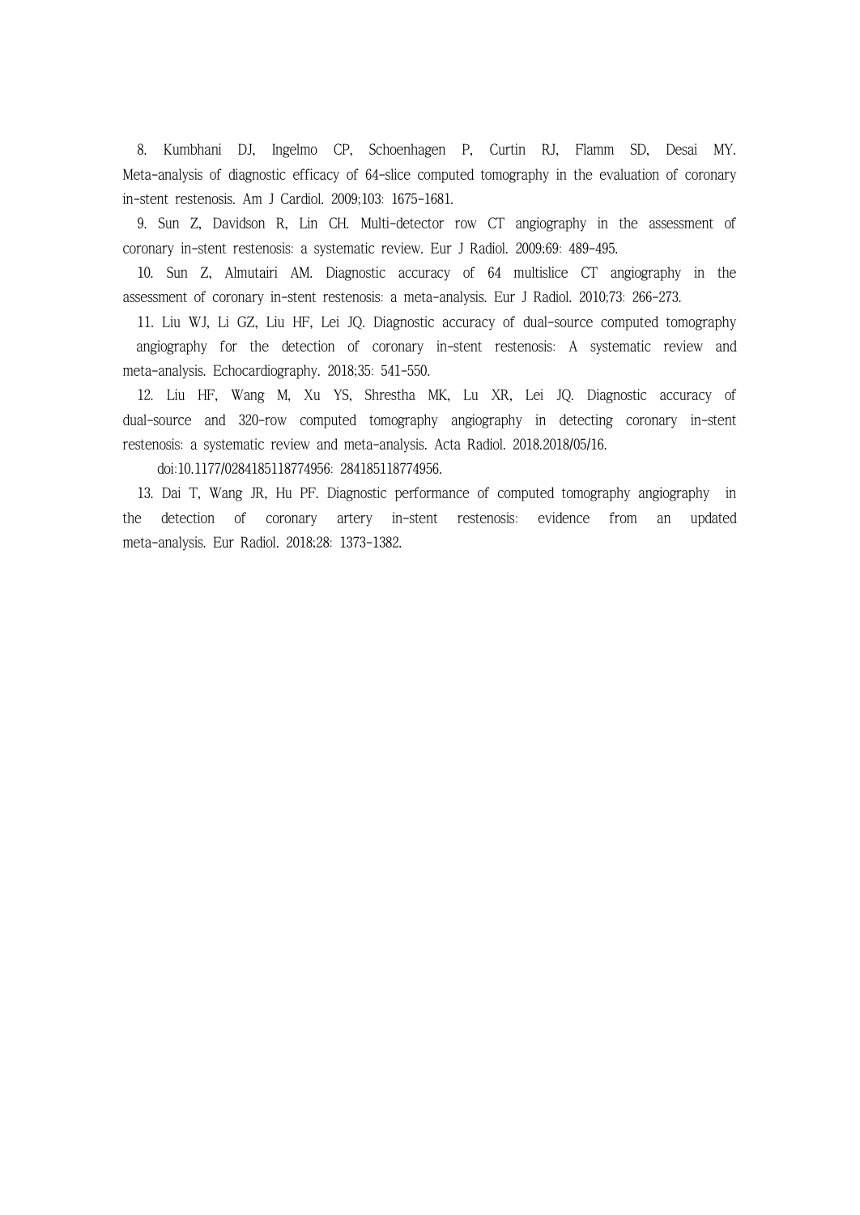8. Kumbhani DJ, Ingelmo CP, Schoenhagen P, Curtin RJ, Flamm SD, Desai MY. Meta-analysis of diagnostic efficacy of 64-slice computed tomography in the evaluation of coronary in-stent restenosis. Am J Cardiol. 2009;103: 1675-1681.

9. Sun Z, Davidson R, Lin CH. Multi-detector row CT angiography in the assessment of coronary in-stent restenosis: a systematic review. Eur J Radiol. 2009;69: 489-495.

10. Sun Z, Almutairi AM. Diagnostic accuracy of 64 multislice CT angiography in the assessment of coronary in-stent restenosis: a meta-analysis. Eur J Radiol. 2010;73: 266-273.

11. Liu WJ, Li GZ, Liu HF, Lei JQ. Diagnostic accuracy of dual-source computed tomography angiography for the detection of coronary in-stent restenosis: A systematic review and meta-analysis. Echocardiography. 2018;35: 541-550.

12. Liu HF, Wang M, Xu YS, Shrestha MK, Lu XR, Lei JQ. Diagnostic accuracy of dual-source and 320-row computed tomography angiography in detecting coronary in-stent restenosis: a systematic review and meta-analysis. Acta Radiol. 2018.2018/05/16. doi:10.1177/0284185118774956: 284185118774956.

13. Dai T, Wang JR, Hu PF. Diagnostic performance of computed tomography angiography in the detection of coronary artery in-stent restenosis: evidence from an updated meta-analysis. Eur Radiol. 2018;28: 1373-1382.